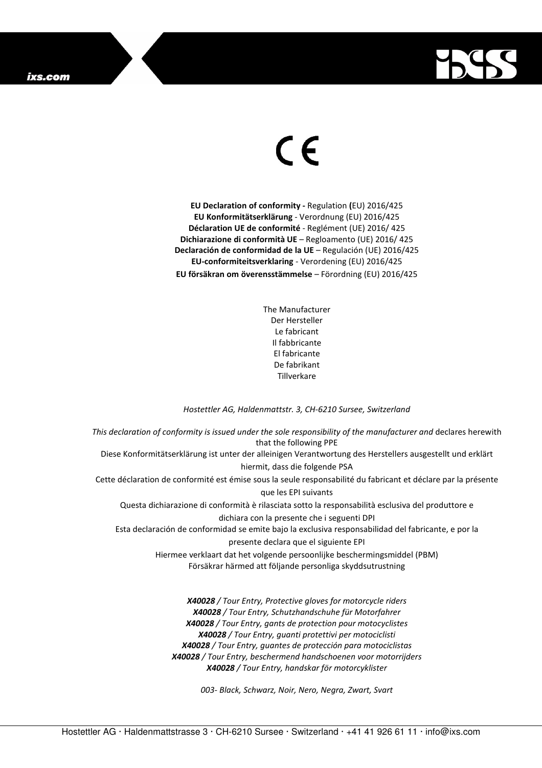ixs.com

CE

**EU Declaration of conformity -** Regulation **(**EU) 2016/425
**EU Konformitätserklärung** - Verordnung (EU) 2016/425
**Déclaration UE de conformité** - Reglément (UE) 2016/ 425
**Dichiarazione di conformità UE** – Regloamento (UE) 2016/ 425
**Declaración de conformidad de la UE** – Regulación (UE) 2016/425
**EU-conformiteitsverklaring** - Verordening (EU) 2016/425
**EU försäkran om överensstämmelse** – Förordning (EU) 2016/425

The Manufacturer
Der Hersteller
Le fabricant
Il fabbricante
El fabricante
De fabrikant
Tillverkare

*Hostettler AG, Haldenmattstr. 3, CH-6210 Sursee, Switzerland*

*This declaration of conformity is issued under the sole responsibility of the manufacturer and* declares herewith that the following PPE
Diese Konformitätserklärung ist unter der alleinigen Verantwortung des Herstellers ausgestellt und erklärt hiermit, dass die folgende PSA
Cette déclaration de conformité est émise sous la seule responsabilité du fabricant et déclare par la présente que les EPI suivants
Questa dichiarazione di conformità è rilasciata sotto la responsabilità esclusiva del produttore e dichiara con la presente che i seguenti DPI
Esta declaración de conformidad se emite bajo la exclusiva responsabilidad del fabricante, e por la presente declara que el siguiente EPI
Hiermee verklaart dat het volgende persoonlijke beschermingsmiddel (PBM)
Försäkrar härmed att följande personliga skyddsutrustning

***X40028** / Tour Entry, Protective gloves for motorcycle riders*
***X40028** / Tour Entry, Schutzhandschuhe für Motorfahrer*
***X40028** / Tour Entry, gants de protection pour motocyclistes*
***X40028** / Tour Entry, guanti protettivi per motociclisti*
***X40028** / Tour Entry, guantes de protección para motociclistas*
***X40028** / Tour Entry, beschermend handschoenen voor motorrijders*
***X40028** / Tour Entry, handskar för motorcyklister*

*003- Black, Schwarz, Noir, Nero, Negra, Zwart, Svart*

Hostettler AG · Haldenmattstrasse 3 · CH-6210 Sursee · Switzerland · +41 41 926 61 11 · info@ixs.com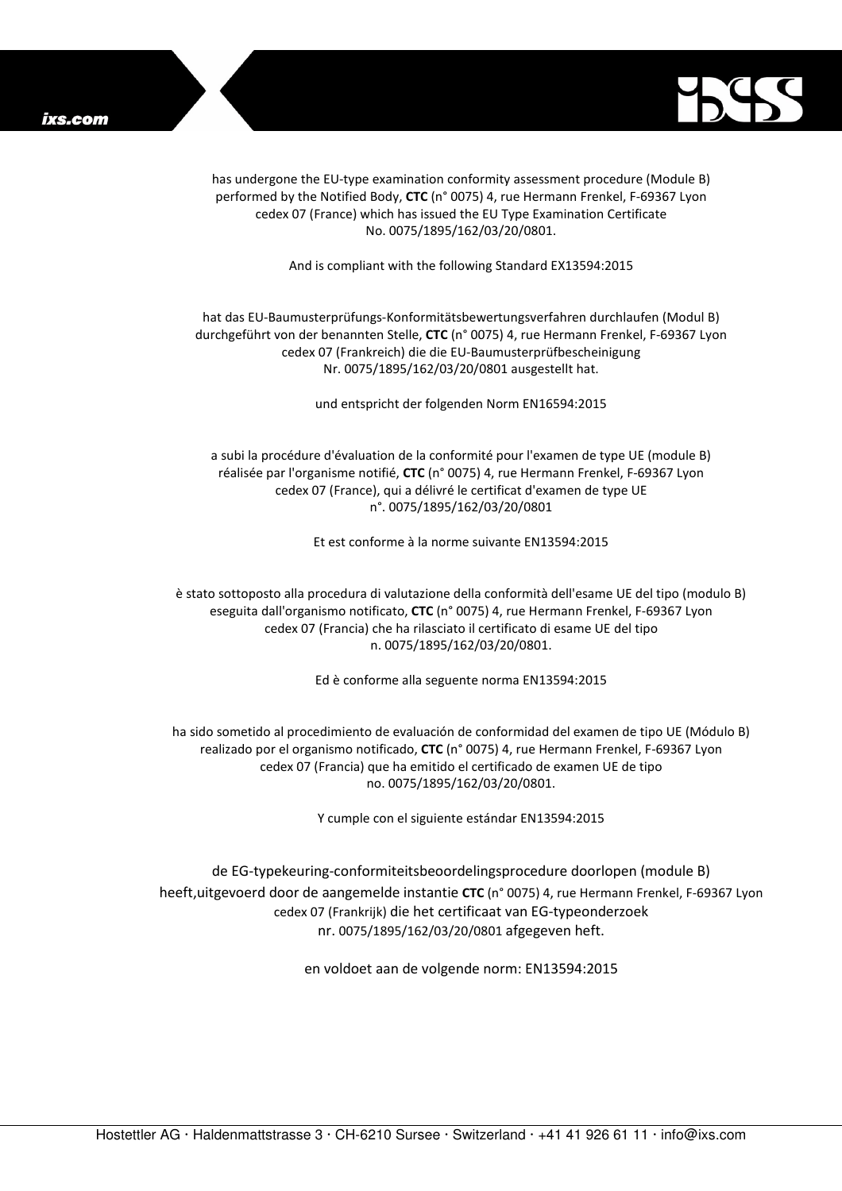has undergone the EU-type examination conformity assessment procedure (Module B) performed by the Notified Body, **CTC** (n° 0075) 4, rue Hermann Frenkel, F-69367 Lyon cedex 07 (France) which has issued the EU Type Examination Certificate No. 0075/1895/162/03/20/0801.

And is compliant with the following Standard EX13594:2015

hat das EU-Baumusterprüfungs-Konformitätsbewertungsverfahren durchlaufen (Modul B) durchgeführt von der benannten Stelle, **CTC** (n° 0075) 4, rue Hermann Frenkel, F-69367 Lyon cedex 07 (Frankreich) die die EU-Baumusterprüfbescheinigung Nr. 0075/1895/162/03/20/0801 ausgestellt hat.

und entspricht der folgenden Norm EN16594:2015

a subi la procédure d'évaluation de la conformité pour l'examen de type UE (module B) réalisée par l'organisme notifié, **CTC** (n° 0075) 4, rue Hermann Frenkel, F-69367 Lyon cedex 07 (France), qui a délivré le certificat d'examen de type UE n°. 0075/1895/162/03/20/0801

Et est conforme à la norme suivante EN13594:2015

è stato sottoposto alla procedura di valutazione della conformità dell'esame UE del tipo (modulo B) eseguita dall'organismo notificato, **CTC** (n° 0075) 4, rue Hermann Frenkel, F-69367 Lyon cedex 07 (Francia) che ha rilasciato il certificato di esame UE del tipo n. 0075/1895/162/03/20/0801.

Ed è conforme alla seguente norma EN13594:2015

ha sido sometido al procedimiento de evaluación de conformidad del examen de tipo UE (Módulo B) realizado por el organismo notificado, **CTC** (n° 0075) 4, rue Hermann Frenkel, F-69367 Lyon cedex 07 (Francia) que ha emitido el certificado de examen UE de tipo no. 0075/1895/162/03/20/0801.

Y cumple con el siguiente estándar EN13594:2015

de EG-typekeuring-conformiteitsbeoordelingsprocedure doorlopen (module B) heeft,uitgevoerd door de aangemelde instantie **CTC** (n° 0075) 4, rue Hermann Frenkel, F-69367 Lyon cedex 07 (Frankrijk) die het certificaat van EG-typeonderzoek nr. 0075/1895/162/03/20/0801 afgegeven heft.

en voldoet aan de volgende norm: EN13594:2015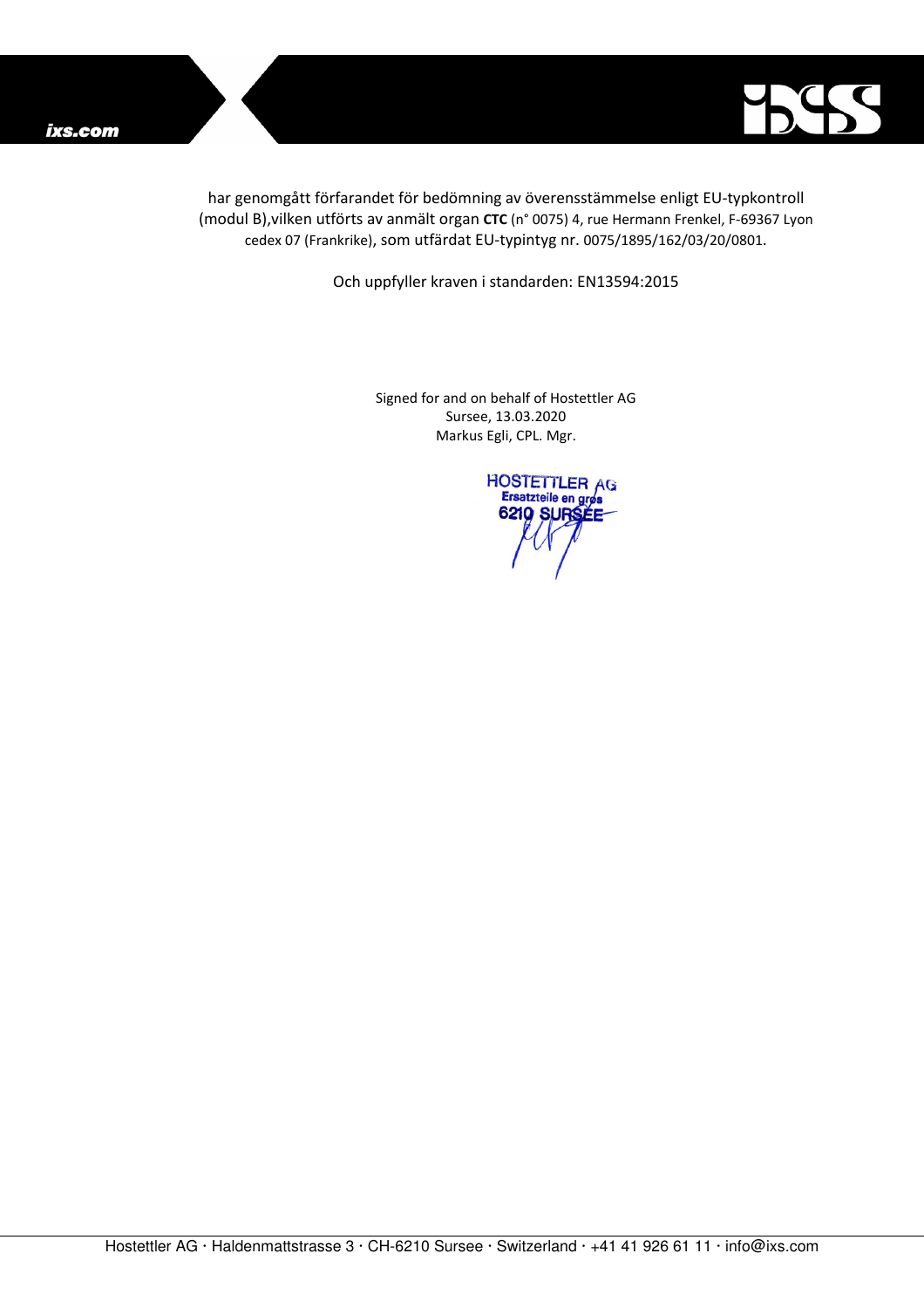har genomgått förfarandet för bedömning av överensstämmelse enligt EU-typkontroll (modul B),vilken utförts av anmält organ **CTC** (n° 0075) 4, rue Hermann Frenkel, F-69367 Lyon cedex 07 (Frankrike), som utfärdat EU-typintyg nr. 0075/1895/162/03/20/0801.

Och uppfyller kraven i standarden: EN13594:2015

Signed for and on behalf of Hostettler AG
Sursee, 13.03.2020
Markus Egli, CPL. Mgr.

HOSTETTLER AG
Ersatzteile en gros
6210 SURSEE